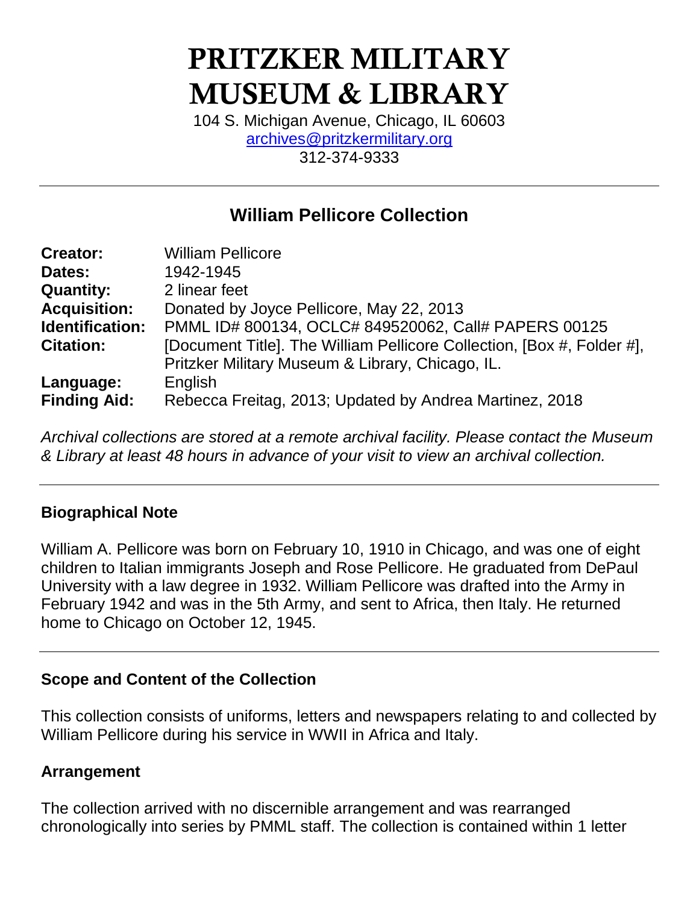# PRITZKER MILITARY MUSEUM & LIBRARY

104 S. Michigan Avenue, Chicago, IL 60603
archives@pritzkermilitary.org
312-374-9333

---

## William Pellicore Collection

| | |
|---|---|
| **Creator:** | William Pellicore |
| **Dates:** | 1942-1945 |
| **Quantity:** | 2 linear feet |
| **Acquisition:** | Donated by Joyce Pellicore, May 22, 2013 |
| **Identification:** | PMML ID# 800134, OCLC# 849520062, Call# PAPERS 00125 |
| **Citation:** | [Document Title]. The William Pellicore Collection, [Box #, Folder #], Pritzker Military Museum & Library, Chicago, IL. |
| **Language:** | English |
| **Finding Aid:** | Rebecca Freitag, 2013; Updated by Andrea Martinez, 2018 |

*Archival collections are stored at a remote archival facility. Please contact the Museum & Library at least 48 hours in advance of your visit to view an archival collection.*

---

### Biographical Note

William A. Pellicore was born on February 10, 1910 in Chicago, and was one of eight children to Italian immigrants Joseph and Rose Pellicore. He graduated from DePaul University with a law degree in 1932. William Pellicore was drafted into the Army in February 1942 and was in the 5th Army, and sent to Africa, then Italy. He returned home to Chicago on October 12, 1945.

---

### Scope and Content of the Collection

This collection consists of uniforms, letters and newspapers relating to and collected by William Pellicore during his service in WWII in Africa and Italy.

### Arrangement

The collection arrived with no discernible arrangement and was rearranged chronologically into series by PMML staff. The collection is contained within 1 letter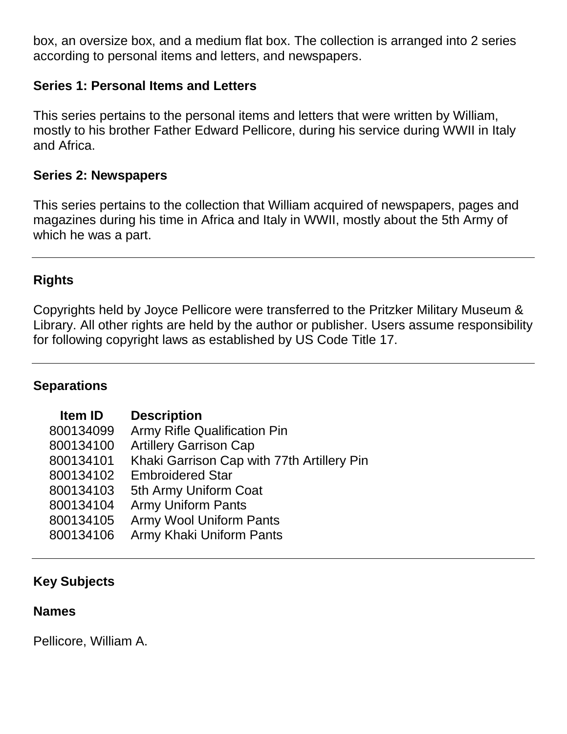box, an oversize box, and a medium flat box. The collection is arranged into 2 series according to personal items and letters, and newspapers.

### Series 1: Personal Items and Letters

This series pertains to the personal items and letters that were written by William, mostly to his brother Father Edward Pellicore, during his service during WWII in Italy and Africa.

### Series 2: Newspapers

This series pertains to the collection that William acquired of newspapers, pages and magazines during his time in Africa and Italy in WWII, mostly about the 5th Army of which he was a part.

---

## Rights

Copyrights held by Joyce Pellicore were transferred to the Pritzker Military Museum & Library. All other rights are held by the author or publisher. Users assume responsibility for following copyright laws as established by US Code Title 17.

---

## Separations

| Item ID | Description |
| --- | --- |
| 800134099 | Army Rifle Qualification Pin |
| 800134100 | Artillery Garrison Cap |
| 800134101 | Khaki Garrison Cap with 77th Artillery Pin |
| 800134102 | Embroidered Star |
| 800134103 | 5th Army Uniform Coat |
| 800134104 | Army Uniform Pants |
| 800134105 | Army Wool Uniform Pants |
| 800134106 | Army Khaki Uniform Pants |

---

## Key Subjects

### Names

Pellicore, William A.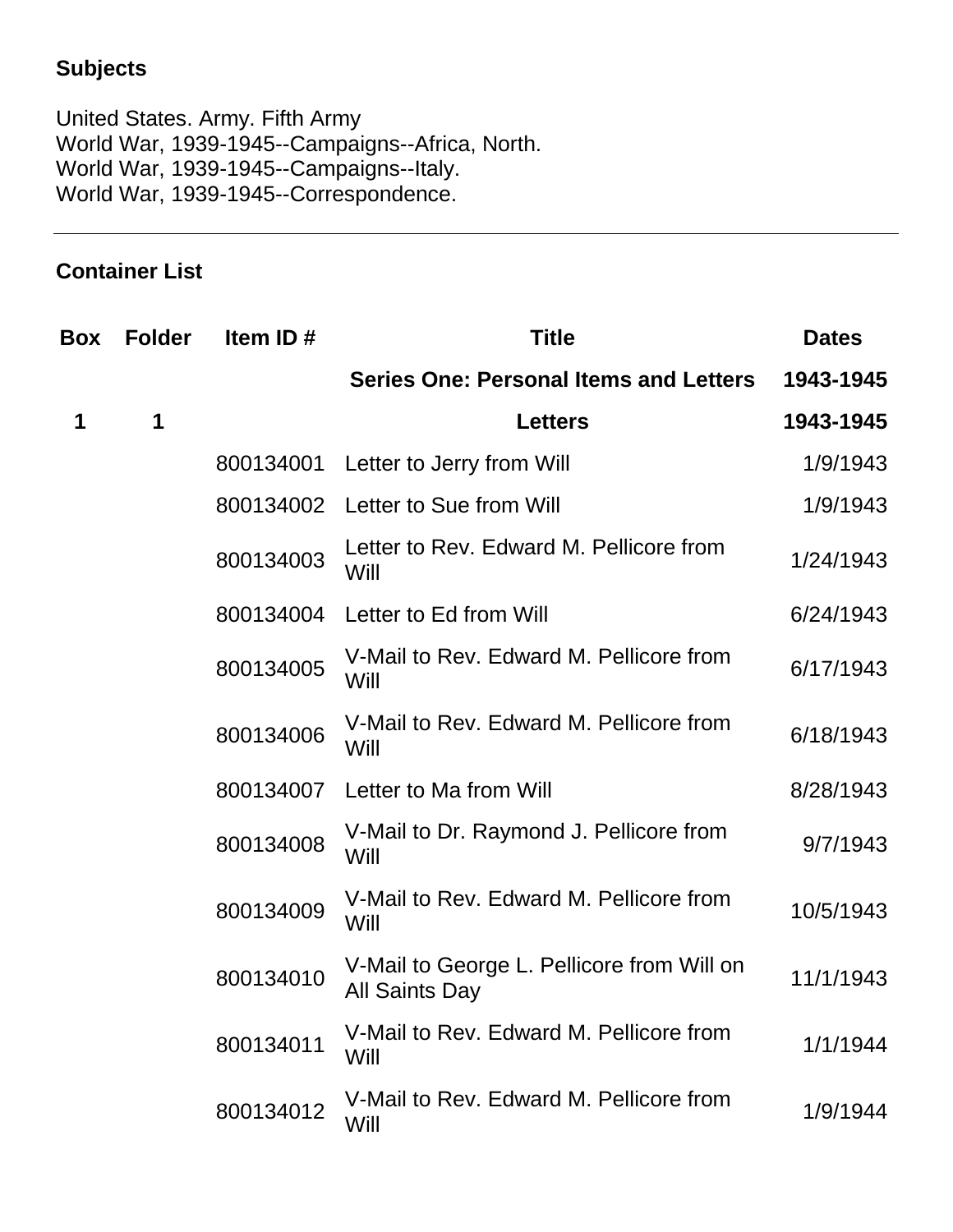### Subjects

United States. Army. Fifth Army
World War, 1939-1945--Campaigns--Africa, North.
World War, 1939-1945--Campaigns--Italy.
World War, 1939-1945--Correspondence.

---

### Container List

| Box | Folder | Item ID # | Title | Dates |
|---|---|---|---|---|
| | | | **Series One: Personal Items and Letters** | **1943-1945** |
| **1** | **1** | | **Letters** | **1943-1945** |
| | | 800134001 | Letter to Jerry from Will | 1/9/1943 |
| | | 800134002 | Letter to Sue from Will | 1/9/1943 |
| | | 800134003 | Letter to Rev. Edward M. Pellicore from Will | 1/24/1943 |
| | | 800134004 | Letter to Ed from Will | 6/24/1943 |
| | | 800134005 | V-Mail to Rev. Edward M. Pellicore from Will | 6/17/1943 |
| | | 800134006 | V-Mail to Rev. Edward M. Pellicore from Will | 6/18/1943 |
| | | 800134007 | Letter to Ma from Will | 8/28/1943 |
| | | 800134008 | V-Mail to Dr. Raymond J. Pellicore from Will | 9/7/1943 |
| | | 800134009 | V-Mail to Rev. Edward M. Pellicore from Will | 10/5/1943 |
| | | 800134010 | V-Mail to George L. Pellicore from Will on All Saints Day | 11/1/1943 |
| | | 800134011 | V-Mail to Rev. Edward M. Pellicore from Will | 1/1/1944 |
| | | 800134012 | V-Mail to Rev. Edward M. Pellicore from Will | 1/9/1944 |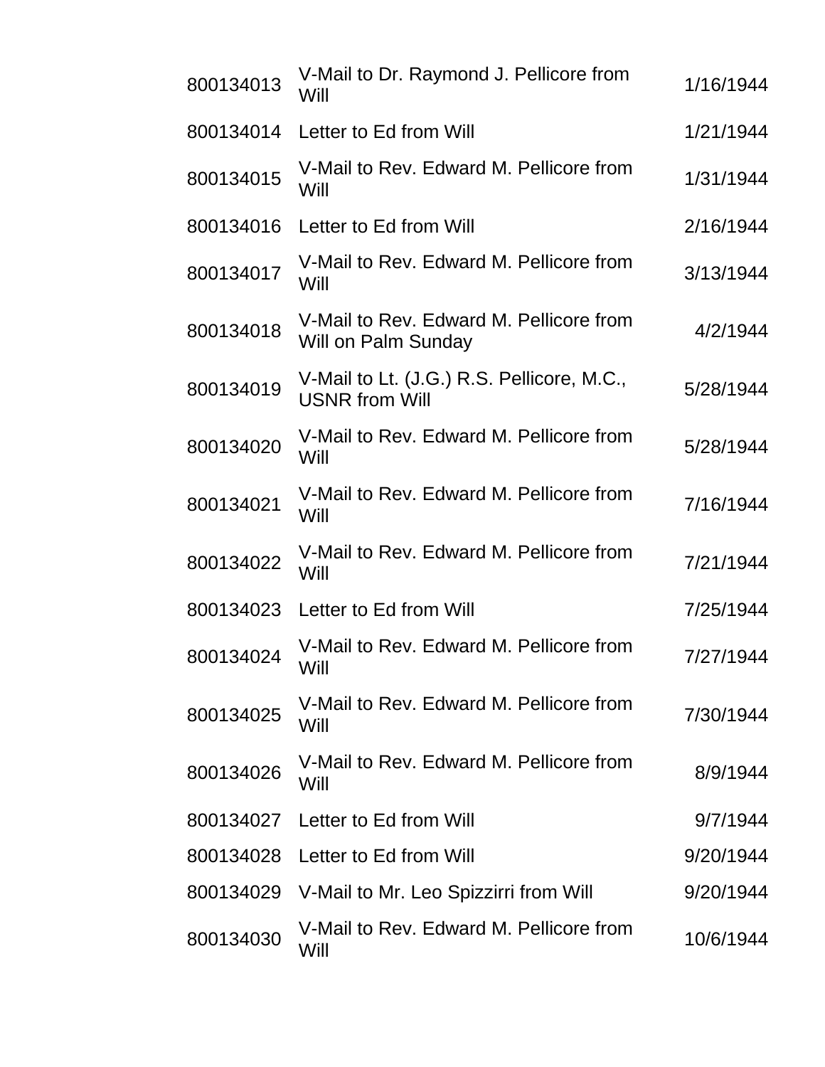| | | |
|---|---|---|
| 800134013 | V-Mail to Dr. Raymond J. Pellicore from Will | 1/16/1944 |
| 800134014 | Letter to Ed from Will | 1/21/1944 |
| 800134015 | V-Mail to Rev. Edward M. Pellicore from Will | 1/31/1944 |
| 800134016 | Letter to Ed from Will | 2/16/1944 |
| 800134017 | V-Mail to Rev. Edward M. Pellicore from Will | 3/13/1944 |
| 800134018 | V-Mail to Rev. Edward M. Pellicore from Will on Palm Sunday | 4/2/1944 |
| 800134019 | V-Mail to Lt. (J.G.) R.S. Pellicore, M.C., USNR from Will | 5/28/1944 |
| 800134020 | V-Mail to Rev. Edward M. Pellicore from Will | 5/28/1944 |
| 800134021 | V-Mail to Rev. Edward M. Pellicore from Will | 7/16/1944 |
| 800134022 | V-Mail to Rev. Edward M. Pellicore from Will | 7/21/1944 |
| 800134023 | Letter to Ed from Will | 7/25/1944 |
| 800134024 | V-Mail to Rev. Edward M. Pellicore from Will | 7/27/1944 |
| 800134025 | V-Mail to Rev. Edward M. Pellicore from Will | 7/30/1944 |
| 800134026 | V-Mail to Rev. Edward M. Pellicore from Will | 8/9/1944 |
| 800134027 | Letter to Ed from Will | 9/7/1944 |
| 800134028 | Letter to Ed from Will | 9/20/1944 |
| 800134029 | V-Mail to Mr. Leo Spizzirri from Will | 9/20/1944 |
| 800134030 | V-Mail to Rev. Edward M. Pellicore from Will | 10/6/1944 |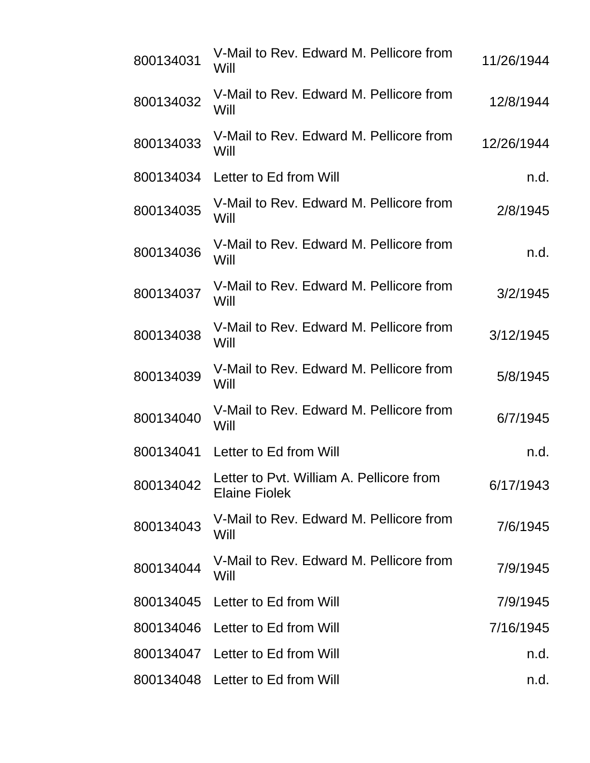| | | |
|---|---|---|
| 800134031 | V-Mail to Rev. Edward M. Pellicore from Will | 11/26/1944 |
| 800134032 | V-Mail to Rev. Edward M. Pellicore from Will | 12/8/1944 |
| 800134033 | V-Mail to Rev. Edward M. Pellicore from Will | 12/26/1944 |
| 800134034 | Letter to Ed from Will | n.d. |
| 800134035 | V-Mail to Rev. Edward M. Pellicore from Will | 2/8/1945 |
| 800134036 | V-Mail to Rev. Edward M. Pellicore from Will | n.d. |
| 800134037 | V-Mail to Rev. Edward M. Pellicore from Will | 3/2/1945 |
| 800134038 | V-Mail to Rev. Edward M. Pellicore from Will | 3/12/1945 |
| 800134039 | V-Mail to Rev. Edward M. Pellicore from Will | 5/8/1945 |
| 800134040 | V-Mail to Rev. Edward M. Pellicore from Will | 6/7/1945 |
| 800134041 | Letter to Ed from Will | n.d. |
| 800134042 | Letter to Pvt. William A. Pellicore from Elaine Fiolek | 6/17/1943 |
| 800134043 | V-Mail to Rev. Edward M. Pellicore from Will | 7/6/1945 |
| 800134044 | V-Mail to Rev. Edward M. Pellicore from Will | 7/9/1945 |
| 800134045 | Letter to Ed from Will | 7/9/1945 |
| 800134046 | Letter to Ed from Will | 7/16/1945 |
| 800134047 | Letter to Ed from Will | n.d. |
| 800134048 | Letter to Ed from Will | n.d. |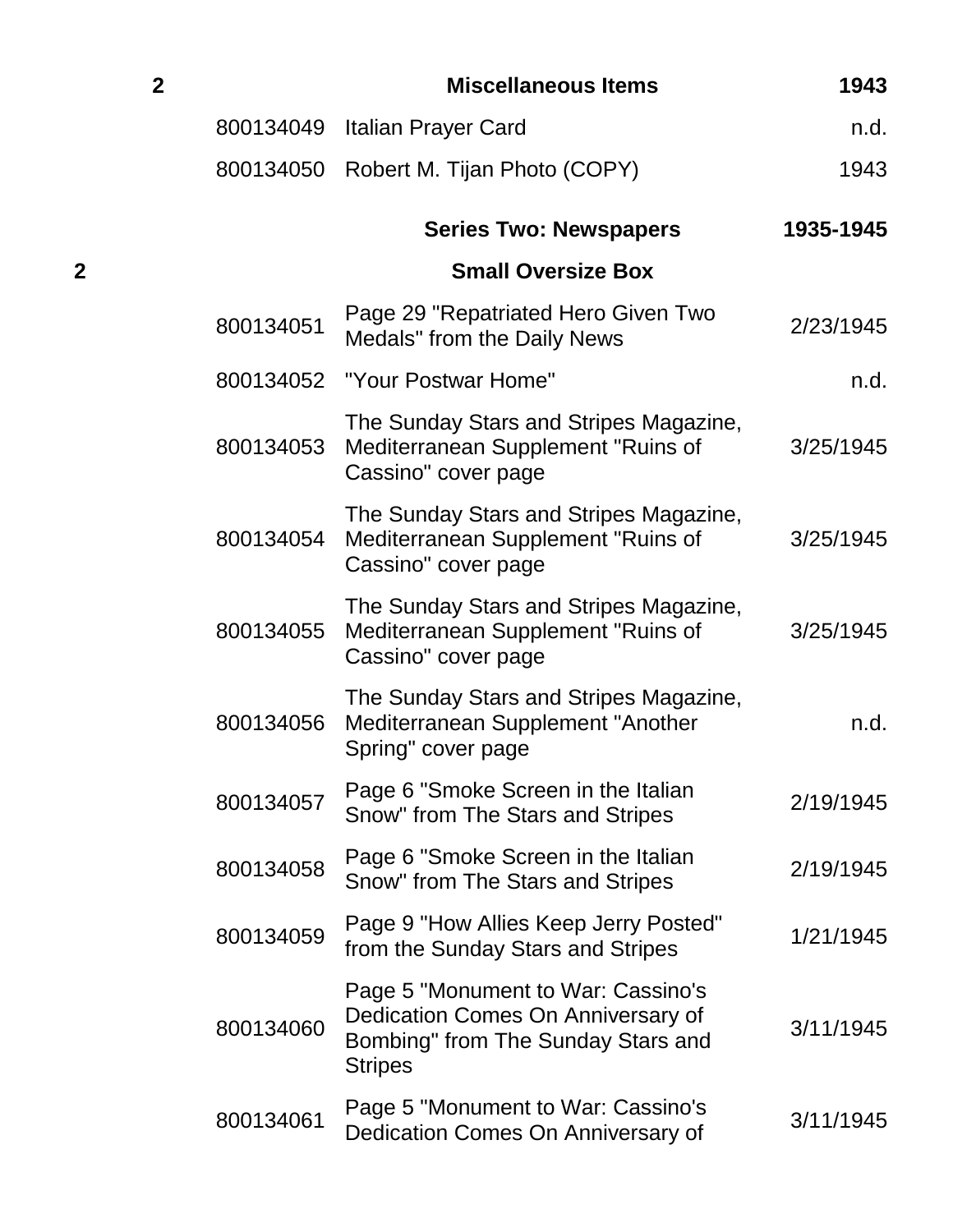| Box | ID | Description | Date |
|---|---|---|---|
| **2** | | **Miscellaneous Items** | **1943** |
| | 800134049 | Italian Prayer Card | n.d. |
| | 800134050 | Robert M. Tijan Photo (COPY) | 1943 |
| | | **Series Two: Newspapers** | **1935-1945** |
| **2** | | **Small Oversize Box** | |
| | 800134051 | Page 29 "Repatriated Hero Given Two Medals" from the Daily News | 2/23/1945 |
| | 800134052 | "Your Postwar Home" | n.d. |
| | 800134053 | The Sunday Stars and Stripes Magazine, Mediterranean Supplement "Ruins of Cassino" cover page | 3/25/1945 |
| | 800134054 | The Sunday Stars and Stripes Magazine, Mediterranean Supplement "Ruins of Cassino" cover page | 3/25/1945 |
| | 800134055 | The Sunday Stars and Stripes Magazine, Mediterranean Supplement "Ruins of Cassino" cover page | 3/25/1945 |
| | 800134056 | The Sunday Stars and Stripes Magazine, Mediterranean Supplement "Another Spring" cover page | n.d. |
| | 800134057 | Page 6 "Smoke Screen in the Italian Snow" from The Stars and Stripes | 2/19/1945 |
| | 800134058 | Page 6 "Smoke Screen in the Italian Snow" from The Stars and Stripes | 2/19/1945 |
| | 800134059 | Page 9 "How Allies Keep Jerry Posted" from the Sunday Stars and Stripes | 1/21/1945 |
| | 800134060 | Page 5 "Monument to War: Cassino's Dedication Comes On Anniversary of Bombing" from The Sunday Stars and Stripes | 3/11/1945 |
| | 800134061 | Page 5 "Monument to War: Cassino's Dedication Comes On Anniversary of | 3/11/1945 |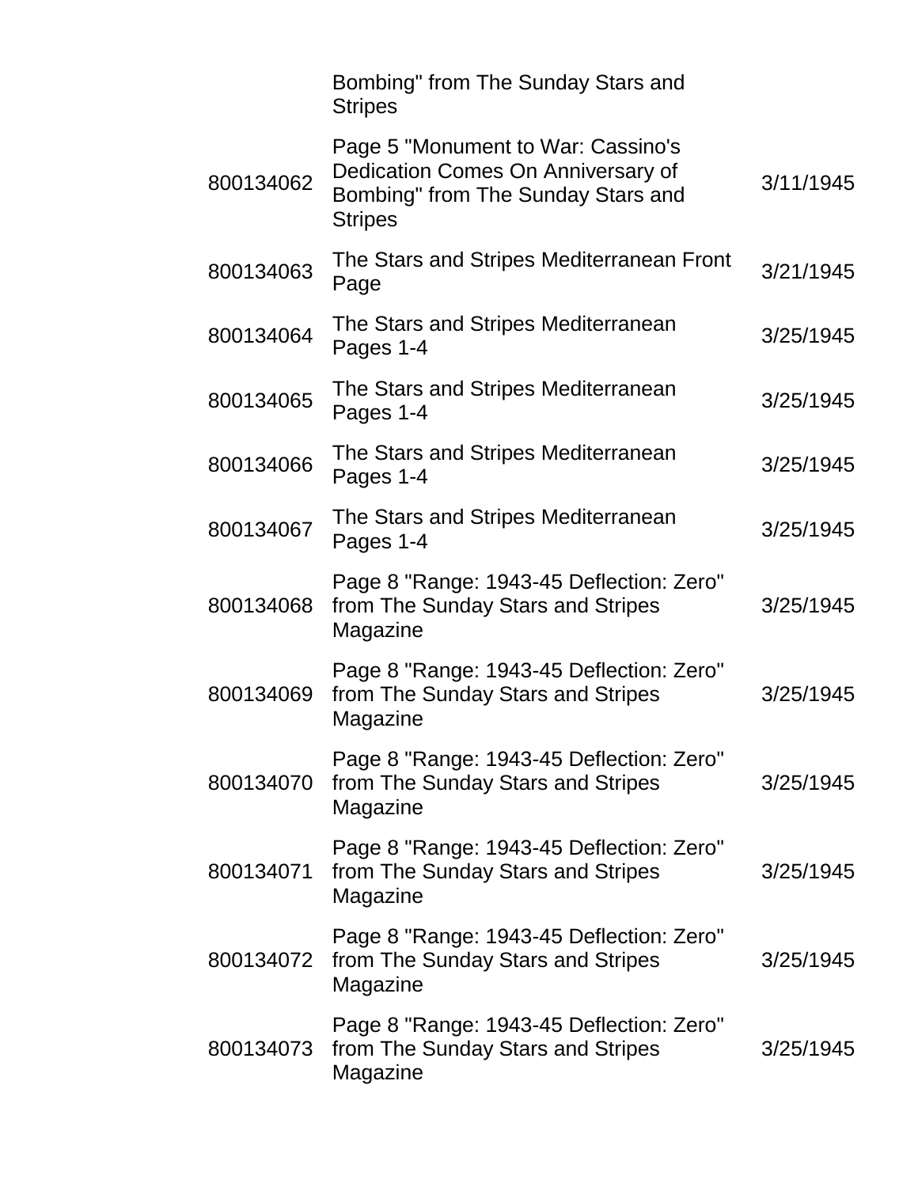| | | |
|---|---|---|
| | Bombing" from The Sunday Stars and Stripes | |
| 800134062 | Page 5 "Monument to War: Cassino's Dedication Comes On Anniversary of Bombing" from The Sunday Stars and Stripes | 3/11/1945 |
| 800134063 | The Stars and Stripes Mediterranean Front Page | 3/21/1945 |
| 800134064 | The Stars and Stripes Mediterranean Pages 1-4 | 3/25/1945 |
| 800134065 | The Stars and Stripes Mediterranean Pages 1-4 | 3/25/1945 |
| 800134066 | The Stars and Stripes Mediterranean Pages 1-4 | 3/25/1945 |
| 800134067 | The Stars and Stripes Mediterranean Pages 1-4 | 3/25/1945 |
| 800134068 | Page 8 "Range: 1943-45 Deflection: Zero" from The Sunday Stars and Stripes Magazine | 3/25/1945 |
| 800134069 | Page 8 "Range: 1943-45 Deflection: Zero" from The Sunday Stars and Stripes Magazine | 3/25/1945 |
| 800134070 | Page 8 "Range: 1943-45 Deflection: Zero" from The Sunday Stars and Stripes Magazine | 3/25/1945 |
| 800134071 | Page 8 "Range: 1943-45 Deflection: Zero" from The Sunday Stars and Stripes Magazine | 3/25/1945 |
| 800134072 | Page 8 "Range: 1943-45 Deflection: Zero" from The Sunday Stars and Stripes Magazine | 3/25/1945 |
| 800134073 | Page 8 "Range: 1943-45 Deflection: Zero" from The Sunday Stars and Stripes Magazine | 3/25/1945 |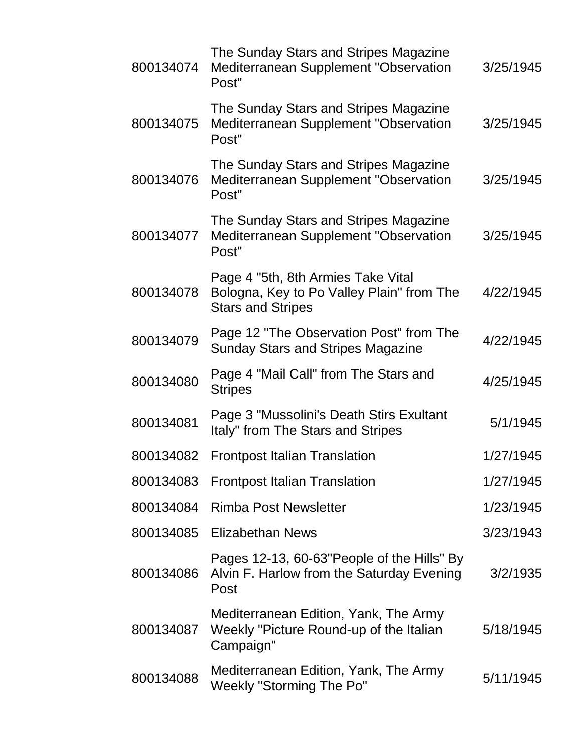| | | |
|---|---|---|
| 800134074 | The Sunday Stars and Stripes Magazine Mediterranean Supplement "Observation Post" | 3/25/1945 |
| 800134075 | The Sunday Stars and Stripes Magazine Mediterranean Supplement "Observation Post" | 3/25/1945 |
| 800134076 | The Sunday Stars and Stripes Magazine Mediterranean Supplement "Observation Post" | 3/25/1945 |
| 800134077 | The Sunday Stars and Stripes Magazine Mediterranean Supplement "Observation Post" | 3/25/1945 |
| 800134078 | Page 4 "5th, 8th Armies Take Vital Bologna, Key to Po Valley Plain" from The Stars and Stripes | 4/22/1945 |
| 800134079 | Page 12 "The Observation Post" from The Sunday Stars and Stripes Magazine | 4/22/1945 |
| 800134080 | Page 4 "Mail Call" from The Stars and Stripes | 4/25/1945 |
| 800134081 | Page 3 "Mussolini's Death Stirs Exultant Italy" from The Stars and Stripes | 5/1/1945 |
| 800134082 | Frontpost Italian Translation | 1/27/1945 |
| 800134083 | Frontpost Italian Translation | 1/27/1945 |
| 800134084 | Rimba Post Newsletter | 1/23/1945 |
| 800134085 | Elizabethan News | 3/23/1943 |
| 800134086 | Pages 12-13, 60-63"People of the Hills" By Alvin F. Harlow from the Saturday Evening Post | 3/2/1935 |
| 800134087 | Mediterranean Edition, Yank, The Army Weekly "Picture Round-up of the Italian Campaign" | 5/18/1945 |
| 800134088 | Mediterranean Edition, Yank, The Army Weekly "Storming The Po" | 5/11/1945 |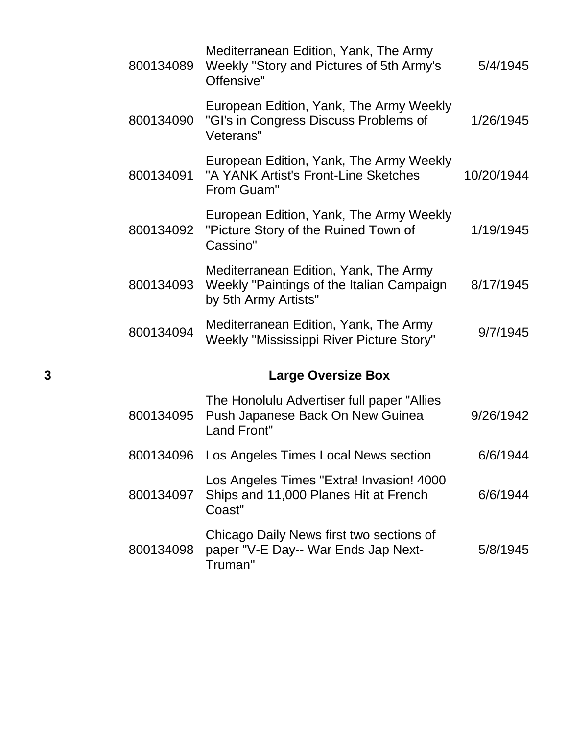| | | | |
|---|---|---|---|
| | 800134089 | Mediterranean Edition, Yank, The Army Weekly "Story and Pictures of 5th Army's Offensive" | 5/4/1945 |
| | 800134090 | European Edition, Yank, The Army Weekly "GI's in Congress Discuss Problems of Veterans" | 1/26/1945 |
| | 800134091 | European Edition, Yank, The Army Weekly "A YANK Artist's Front-Line Sketches From Guam" | 10/20/1944 |
| | 800134092 | European Edition, Yank, The Army Weekly "Picture Story of the Ruined Town of Cassino" | 1/19/1945 |
| | 800134093 | Mediterranean Edition, Yank, The Army Weekly "Paintings of the Italian Campaign by 5th Army Artists" | 8/17/1945 |
| | 800134094 | Mediterranean Edition, Yank, The Army Weekly "Mississippi River Picture Story" | 9/7/1945 |
| **3** | | **Large Oversize Box** | |
| | 800134095 | The Honolulu Advertiser full paper "Allies Push Japanese Back On New Guinea Land Front" | 9/26/1942 |
| | 800134096 | Los Angeles Times Local News section | 6/6/1944 |
| | 800134097 | Los Angeles Times "Extra! Invasion! 4000 Ships and 11,000 Planes Hit at French Coast" | 6/6/1944 |
| | 800134098 | Chicago Daily News first two sections of paper "V-E Day-- War Ends Jap Next- Truman" | 5/8/1945 |